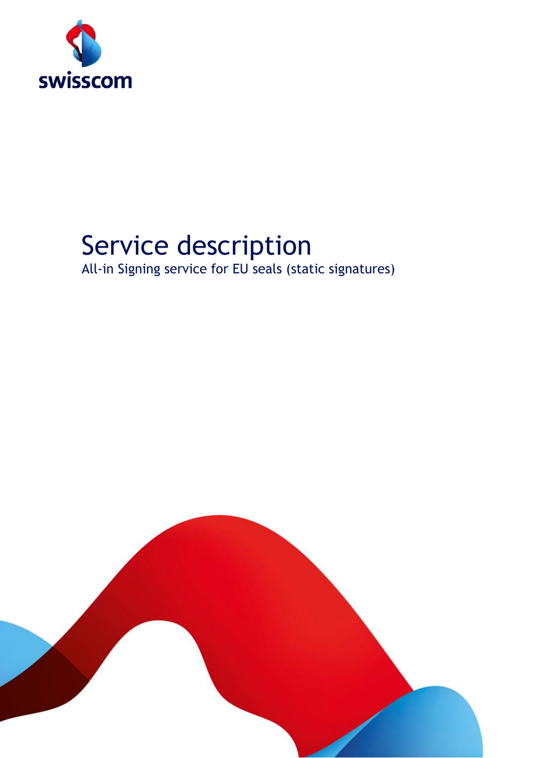swisscom

# Service description

All-in Signing service for EU seals (static signatures)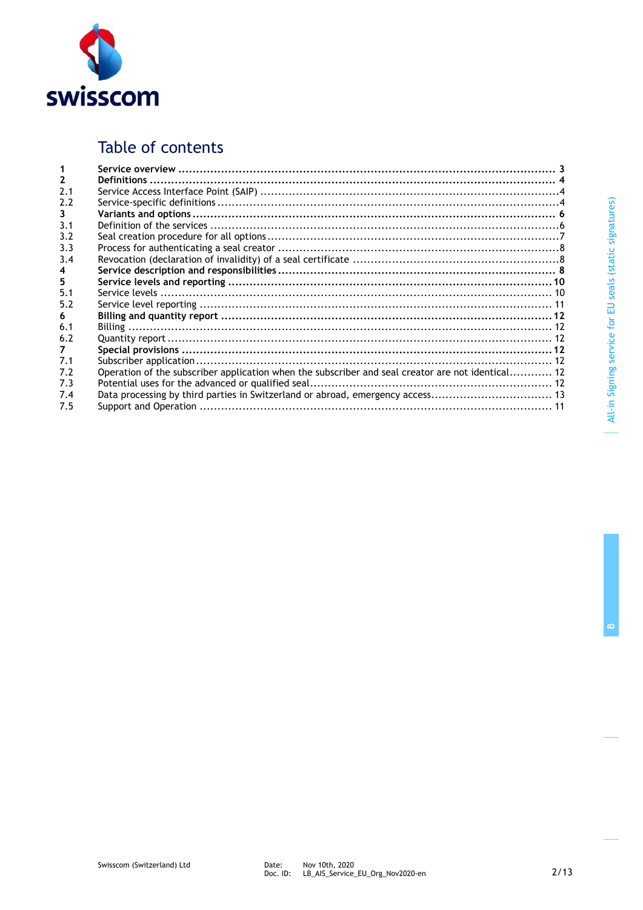# Table of contents

| | | |
|---|---|---|
| **1** | **Service overview** | **3** |
| **2** | **Definitions** | **4** |
| 2.1 | Service Access Interface Point (SAIP) | 4 |
| 2.2 | Service-specific definitions | 4 |
| **3** | **Variants and options** | **6** |
| 3.1 | Definition of the services | 6 |
| 3.2 | Seal creation procedure for all options | 7 |
| 3.3 | Process for authenticating a seal creator | 8 |
| 3.4 | Revocation (declaration of invalidity) of a seal certificate | 8 |
| **4** | **Service description and responsibilities** | **8** |
| **5** | **Service levels and reporting** | **10** |
| 5.1 | Service levels | 10 |
| 5.2 | Service level reporting | 11 |
| **6** | **Billing and quantity report** | **12** |
| 6.1 | Billing | 12 |
| 6.2 | Quantity report | 12 |
| **7** | **Special provisions** | **12** |
| 7.1 | Subscriber application | 12 |
| 7.2 | Operation of the subscriber application when the subscriber and seal creator are not identical | 12 |
| 7.3 | Potential uses for the advanced or qualified seal | 12 |
| 7.4 | Data processing by third parties in Switzerland or abroad, emergency access | 13 |
| 7.5 | Support and Operation | 11 |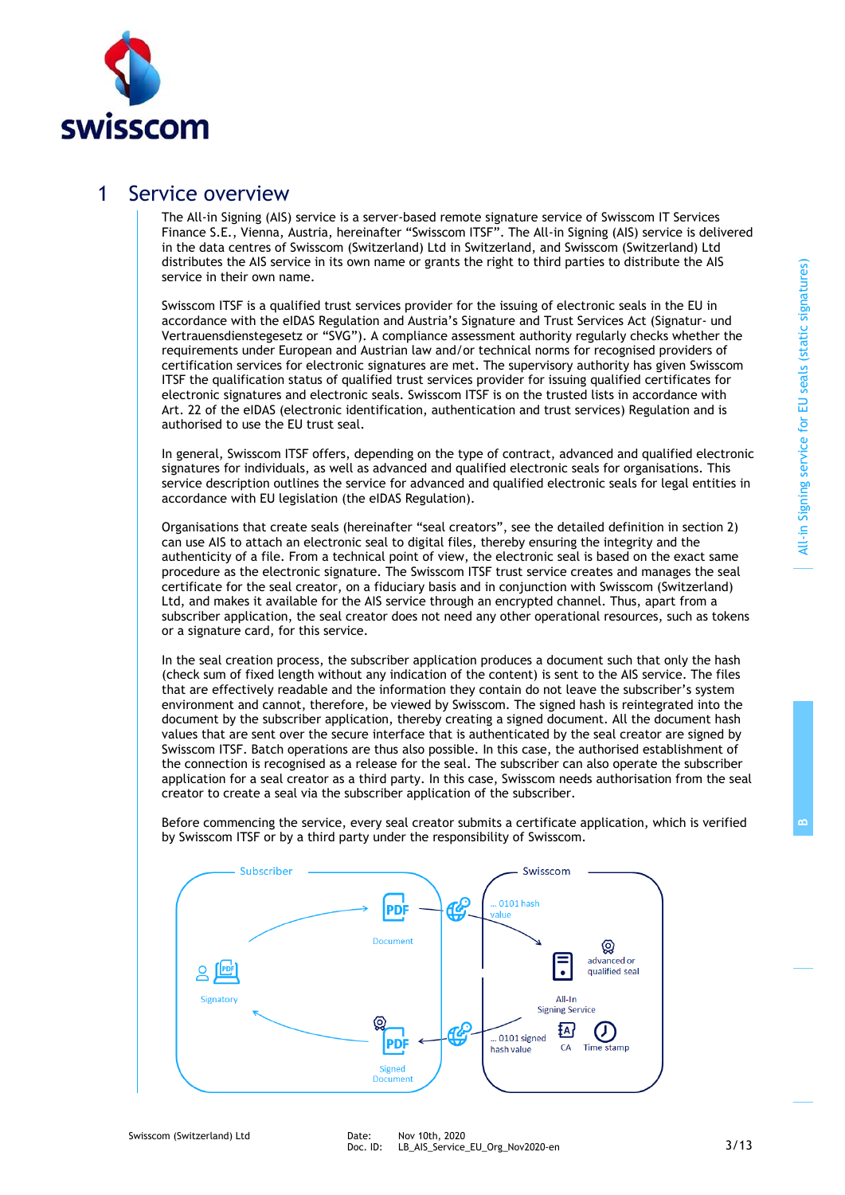# 1 Service overview

The All-in Signing (AIS) service is a server-based remote signature service of Swisscom IT Services Finance S.E., Vienna, Austria, hereinafter "Swisscom ITSF". The All-in Signing (AIS) service is delivered in the data centres of Swisscom (Switzerland) Ltd in Switzerland, and Swisscom (Switzerland) Ltd distributes the AIS service in its own name or grants the right to third parties to distribute the AIS service in their own name.

Swisscom ITSF is a qualified trust services provider for the issuing of electronic seals in the EU in accordance with the eIDAS Regulation and Austria's Signature and Trust Services Act (Signatur- und Vertrauensdienstegesetz or "SVG"). A compliance assessment authority regularly checks whether the requirements under European and Austrian law and/or technical norms for recognised providers of certification services for electronic signatures are met. The supervisory authority has given Swisscom ITSF the qualification status of qualified trust services provider for issuing qualified certificates for electronic signatures and electronic seals. Swisscom ITSF is on the trusted lists in accordance with Art. 22 of the eIDAS (electronic identification, authentication and trust services) Regulation and is authorised to use the EU trust seal.

In general, Swisscom ITSF offers, depending on the type of contract, advanced and qualified electronic signatures for individuals, as well as advanced and qualified electronic seals for organisations. This service description outlines the service for advanced and qualified electronic seals for legal entities in accordance with EU legislation (the eIDAS Regulation).

Organisations that create seals (hereinafter "seal creators", see the detailed definition in section 2) can use AIS to attach an electronic seal to digital files, thereby ensuring the integrity and the authenticity of a file. From a technical point of view, the electronic seal is based on the exact same procedure as the electronic signature. The Swisscom ITSF trust service creates and manages the seal certificate for the seal creator, on a fiduciary basis and in conjunction with Swisscom (Switzerland) Ltd, and makes it available for the AIS service through an encrypted channel. Thus, apart from a subscriber application, the seal creator does not need any other operational resources, such as tokens or a signature card, for this service.

In the seal creation process, the subscriber application produces a document such that only the hash (check sum of fixed length without any indication of the content) is sent to the AIS service. The files that are effectively readable and the information they contain do not leave the subscriber's system environment and cannot, therefore, be viewed by Swisscom. The signed hash is reintegrated into the document by the subscriber application, thereby creating a signed document. All the document hash values that are sent over the secure interface that is authenticated by the seal creator are signed by Swisscom ITSF. Batch operations are thus also possible. In this case, the authorised establishment of the connection is recognised as a release for the seal. The subscriber can also operate the subscriber application for a seal creator as a third party. In this case, Swisscom needs authorisation from the seal creator to create a seal via the subscriber application of the subscriber.

Before commencing the service, every seal creator submits a certificate application, which is verified by Swisscom ITSF or by a third party under the responsibility of Swisscom.

Subscriber | Swisscom

Signatory — Document — ... 0101 hash value — All-In Signing Service — advanced or qualified seal — CA — Time stamp — ... 0101 signed hash value — Signed Document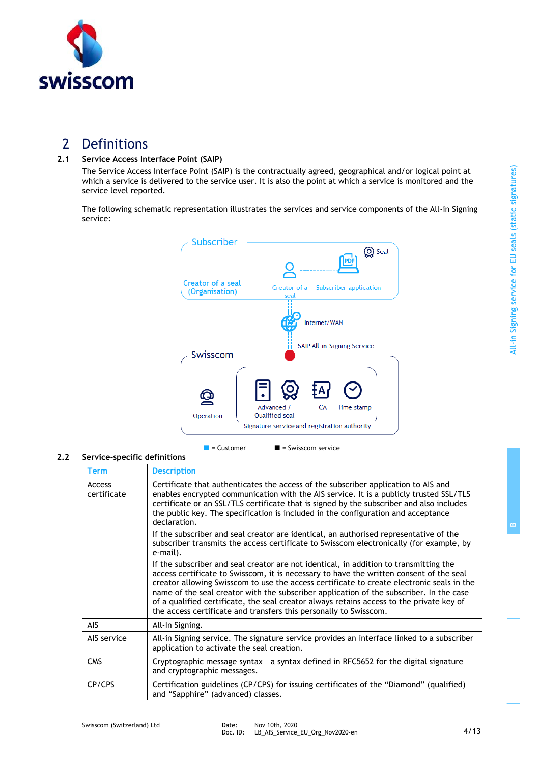# 2 Definitions

## 2.1 Service Access Interface Point (SAIP)

The Service Access Interface Point (SAIP) is the contractually agreed, geographical and/or logical point at which a service is delivered to the service user. It is also the point at which a service is monitored and the service level reported.

The following schematic representation illustrates the services and service components of the All-in Signing service:

Subscriber

Creator of a seal (Organisation)

Creator of a seal

Subscriber application

Seal

Internet/WAN

SAIP All-in Signing Service

Swisscom

Operation

Advanced / Qualified seal

CA

Time stamp

Signature service and registration authority

■ = Customer ■ = Swisscom service

## 2.2 Service-specific definitions

| Term | Description |
|---|---|
| Access certificate | Certificate that authenticates the access of the subscriber application to AIS and enables encrypted communication with the AIS service. It is a publicly trusted SSL/TLS certificate or an SSL/TLS certificate that is signed by the subscriber and also includes the public key. The specification is included in the configuration and acceptance declaration.<br>If the subscriber and seal creator are identical, an authorised representative of the subscriber transmits the access certificate to Swisscom electronically (for example, by e-mail).<br>If the subscriber and seal creator are not identical, in addition to transmitting the access certificate to Swisscom, it is necessary to have the written consent of the seal creator allowing Swisscom to use the access certificate to create electronic seals in the name of the seal creator with the subscriber application of the subscriber. In the case of a qualified certificate, the seal creator always retains access to the private key of the access certificate and transfers this personally to Swisscom. |
| AIS | All-In Signing. |
| AIS service | All-in Signing service. The signature service provides an interface linked to a subscriber application to activate the seal creation. |
| CMS | Cryptographic message syntax – a syntax defined in RFC5652 for the digital signature and cryptographic messages. |
| CP/CPS | Certification guidelines (CP/CPS) for issuing certificates of the "Diamond" (qualified) and "Sapphire" (advanced) classes. |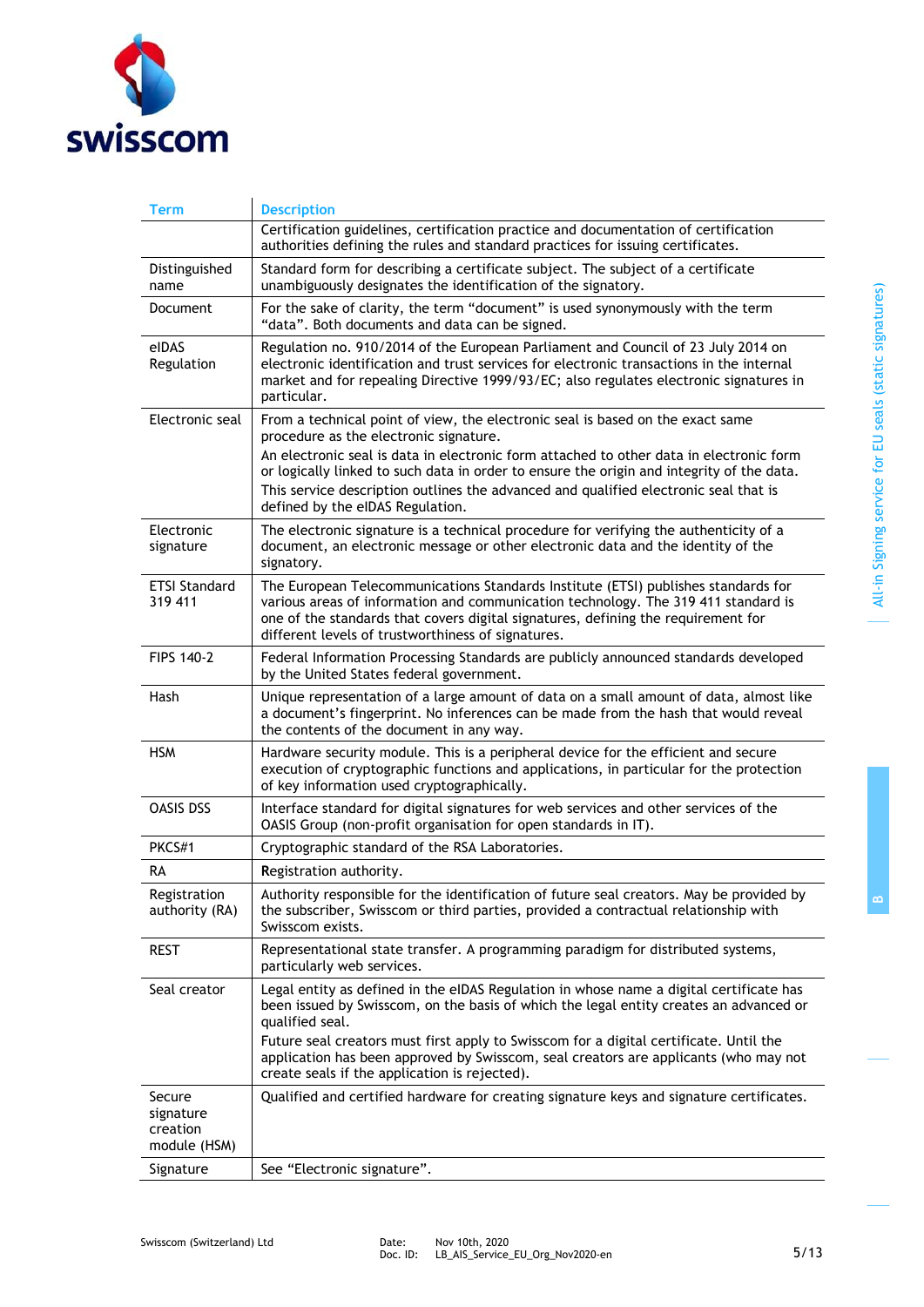| Term | Description |
|---|---|
| | Certification guidelines, certification practice and documentation of certification authorities defining the rules and standard practices for issuing certificates. |
| Distinguished name | Standard form for describing a certificate subject. The subject of a certificate unambiguously designates the identification of the signatory. |
| Document | For the sake of clarity, the term “document” is used synonymously with the term “data”. Both documents and data can be signed. |
| eIDAS Regulation | Regulation no. 910/2014 of the European Parliament and Council of 23 July 2014 on electronic identification and trust services for electronic transactions in the internal market and for repealing Directive 1999/93/EC; also regulates electronic signatures in particular. |
| Electronic seal | From a technical point of view, the electronic seal is based on the exact same procedure as the electronic signature.<br>An electronic seal is data in electronic form attached to other data in electronic form or logically linked to such data in order to ensure the origin and integrity of the data.<br>This service description outlines the advanced and qualified electronic seal that is defined by the eIDAS Regulation. |
| Electronic signature | The electronic signature is a technical procedure for verifying the authenticity of a document, an electronic message or other electronic data and the identity of the signatory. |
| ETSI Standard 319 411 | The European Telecommunications Standards Institute (ETSI) publishes standards for various areas of information and communication technology. The 319 411 standard is one of the standards that covers digital signatures, defining the requirement for different levels of trustworthiness of signatures. |
| FIPS 140-2 | Federal Information Processing Standards are publicly announced standards developed by the United States federal government. |
| Hash | Unique representation of a large amount of data on a small amount of data, almost like a document’s fingerprint. No inferences can be made from the hash that would reveal the contents of the document in any way. |
| HSM | Hardware security module. This is a peripheral device for the efficient and secure execution of cryptographic functions and applications, in particular for the protection of key information used cryptographically. |
| OASIS DSS | Interface standard for digital signatures for web services and other services of the OASIS Group (non-profit organisation for open standards in IT). |
| PKCS#1 | Cryptographic standard of the RSA Laboratories. |
| RA | Registration authority. |
| Registration authority (RA) | Authority responsible for the identification of future seal creators. May be provided by the subscriber, Swisscom or third parties, provided a contractual relationship with Swisscom exists. |
| REST | Representational state transfer. A programming paradigm for distributed systems, particularly web services. |
| Seal creator | Legal entity as defined in the eIDAS Regulation in whose name a digital certificate has been issued by Swisscom, on the basis of which the legal entity creates an advanced or qualified seal.<br>Future seal creators must first apply to Swisscom for a digital certificate. Until the application has been approved by Swisscom, seal creators are applicants (who may not create seals if the application is rejected). |
| Secure signature creation module (HSM) | Qualified and certified hardware for creating signature keys and signature certificates. |
| Signature | See “Electronic signature”. |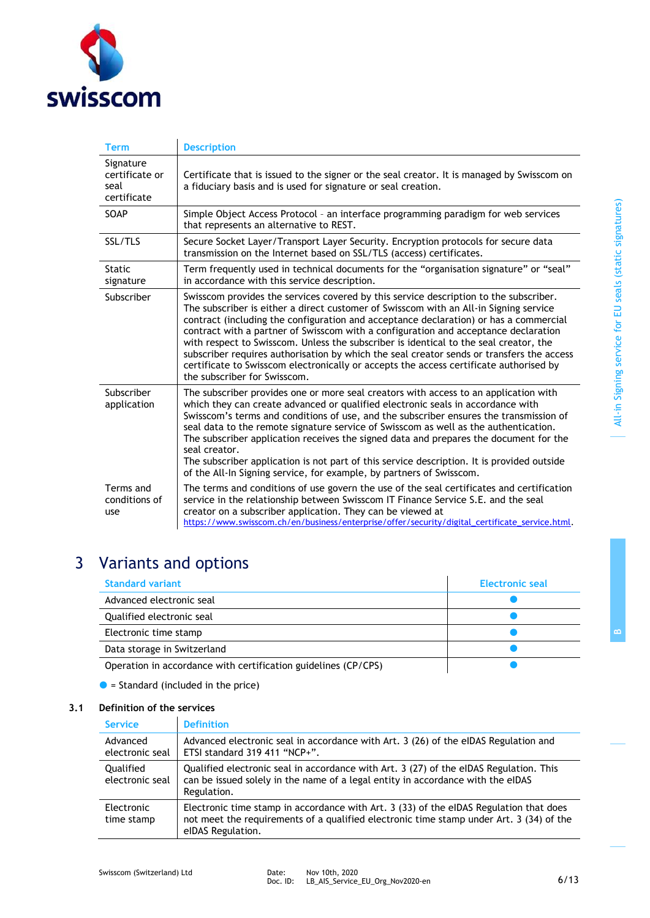| Term | Description |
|---|---|
| Signature certificate or seal certificate | Certificate that is issued to the signer or the seal creator. It is managed by Swisscom on a fiduciary basis and is used for signature or seal creation. |
| SOAP | Simple Object Access Protocol – an interface programming paradigm for web services that represents an alternative to REST. |
| SSL/TLS | Secure Socket Layer/Transport Layer Security. Encryption protocols for secure data transmission on the Internet based on SSL/TLS (access) certificates. |
| Static signature | Term frequently used in technical documents for the "organisation signature" or "seal" in accordance with this service description. |
| Subscriber | Swisscom provides the services covered by this service description to the subscriber. The subscriber is either a direct customer of Swisscom with an All-in Signing service contract (including the configuration and acceptance declaration) or has a commercial contract with a partner of Swisscom with a configuration and acceptance declaration with respect to Swisscom. Unless the subscriber is identical to the seal creator, the subscriber requires authorisation by which the seal creator sends or transfers the access certificate to Swisscom electronically or accepts the access certificate authorised by the subscriber for Swisscom. |
| Subscriber application | The subscriber provides one or more seal creators with access to an application with which they can create advanced or qualified electronic seals in accordance with Swisscom's terms and conditions of use, and the subscriber ensures the transmission of seal data to the remote signature service of Swisscom as well as the authentication. The subscriber application receives the signed data and prepares the document for the seal creator. The subscriber application is not part of this service description. It is provided outside of the All-In Signing service, for example, by partners of Swisscom. |
| Terms and conditions of use | The terms and conditions of use govern the use of the seal certificates and certification service in the relationship between Swisscom IT Finance Service S.E. and the seal creator on a subscriber application. They can be viewed at https://www.swisscom.ch/en/business/enterprise/offer/security/digital_certificate_service.html. |

# 3 Variants and options

| Standard variant | Electronic seal |
|---|---|
| Advanced electronic seal | ● |
| Qualified electronic seal | ● |
| Electronic time stamp | ● |
| Data storage in Switzerland | ● |
| Operation in accordance with certification guidelines (CP/CPS) | ● |

● = Standard (included in the price)

## 3.1 Definition of the services

| Service | Definition |
|---|---|
| Advanced electronic seal | Advanced electronic seal in accordance with Art. 3 (26) of the eIDAS Regulation and ETSI standard 319 411 "NCP+". |
| Qualified electronic seal | Qualified electronic seal in accordance with Art. 3 (27) of the eIDAS Regulation. This can be issued solely in the name of a legal entity in accordance with the eIDAS Regulation. |
| Electronic time stamp | Electronic time stamp in accordance with Art. 3 (33) of the eIDAS Regulation that does not meet the requirements of a qualified electronic time stamp under Art. 3 (34) of the eIDAS Regulation. |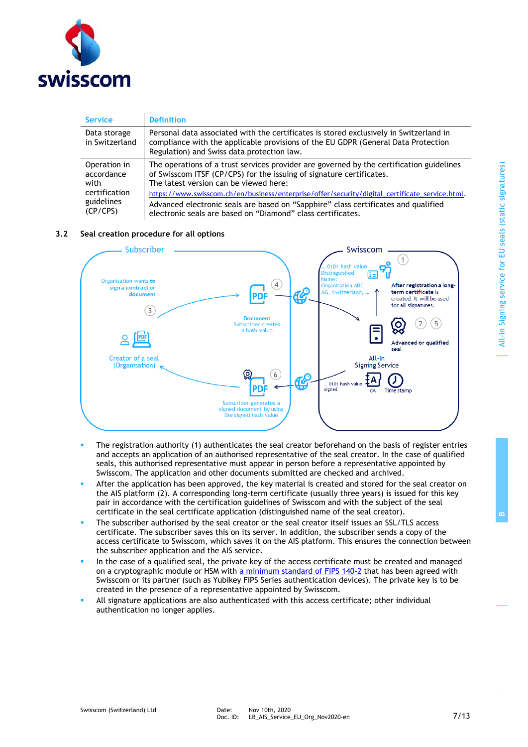| Service | Definition |
| --- | --- |
| Data storage in Switzerland | Personal data associated with the certificates is stored exclusively in Switzerland in compliance with the applicable provisions of the EU GDPR (General Data Protection Regulation) and Swiss data protection law. |
| Operation in accordance with certification guidelines (CP/CPS) | The operations of a trust services provider are governed by the certification guidelines of Swisscom ITSF (CP/CPS) for the issuing of signature certificates. The latest version can be viewed here: [https://www.swisscom.ch/en/business/enterprise/offer/security/digital_certificate_service.html](https://www.swisscom.ch/en/business/enterprise/offer/security/digital_certificate_service.html). Advanced electronic seals are based on "Sapphire" class certificates and qualified electronic seals are based on "Diamond" class certificates. |

### 3.2 Seal creation procedure for all options

Subscriber

Organisation wants to sign a contract or document

Creator of a seal (Organisation)

Document Subscriber creates a hash value

Subscriber generates a signed document by using the signed hash value

Swisscom

... 0101 hash value Distinguished Name: Organisation ABC AG, Switzerland, ...

After registration a long-term certificate is created. It will be used for all signatures.

Advanced or qualified seal

All-In Signing Service

... 0101 hash value signed

CA

Time stamp

- The registration authority (1) authenticates the seal creator beforehand on the basis of register entries and accepts an application of an authorised representative of the seal creator. In the case of qualified seals, this authorised representative must appear in person before a representative appointed by Swisscom. The application and other documents submitted are checked and archived.
- After the application has been approved, the key material is created and stored for the seal creator on the AIS platform (2). A corresponding long-term certificate (usually three years) is issued for this key pair in accordance with the certification guidelines of Swisscom and with the subject of the seal certificate in the seal certificate application (distinguished name of the seal creator).
- The subscriber authorised by the seal creator or the seal creator itself issues an SSL/TLS access certificate. The subscriber saves this on its server. In addition, the subscriber sends a copy of the access certificate to Swisscom, which saves it on the AIS platform. This ensures the connection between the subscriber application and the AIS service.
- In the case of a qualified seal, the private key of the access certificate must be created and managed on a cryptographic module or HSM with a minimum standard of FIPS 140-2 that has been agreed with Swisscom or its partner (such as Yubikey FIPS Series authentication devices). The private key is to be created in the presence of a representative appointed by Swisscom.
- All signature applications are also authenticated with this access certificate; other individual authentication no longer applies.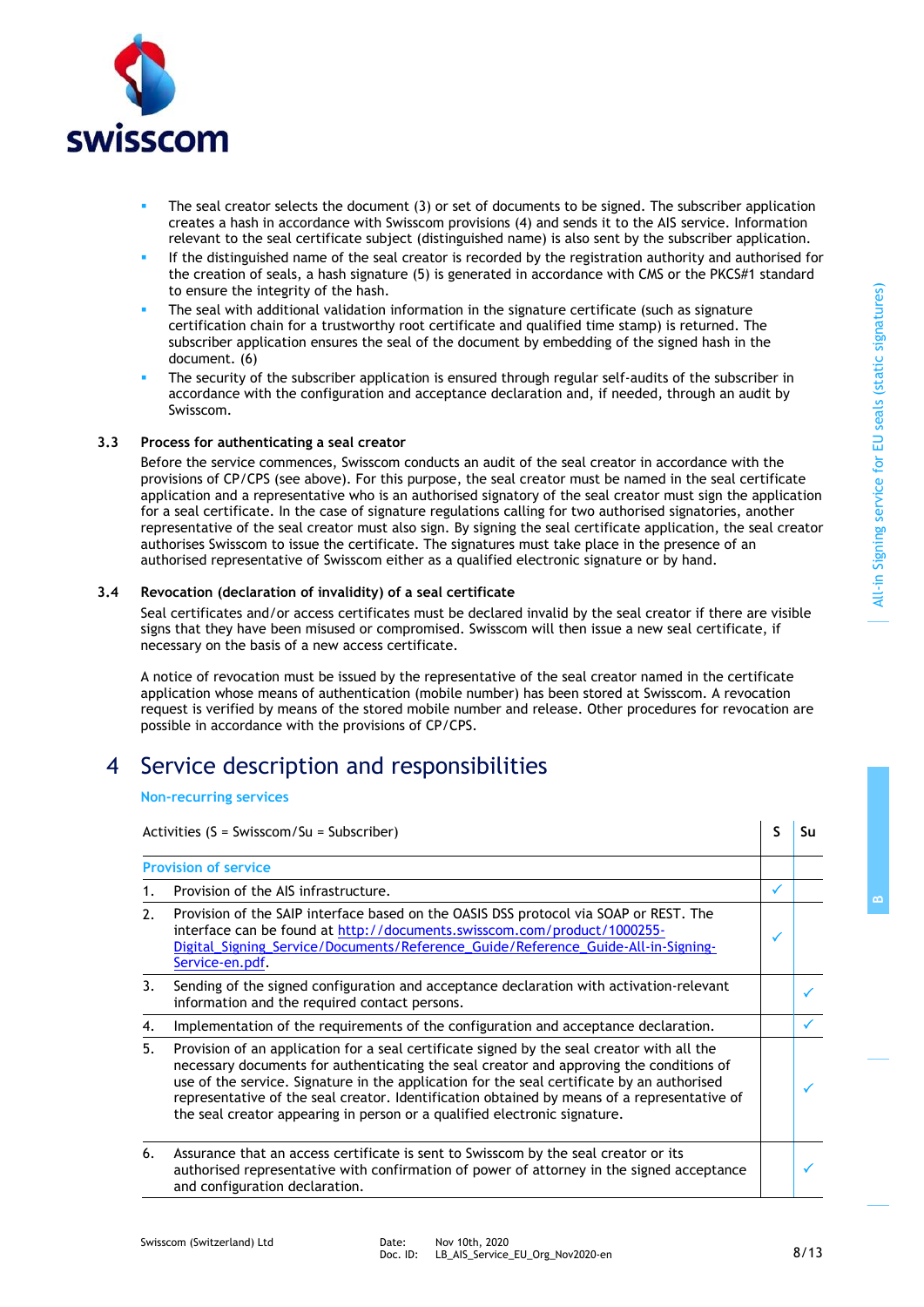- The seal creator selects the document (3) or set of documents to be signed. The subscriber application creates a hash in accordance with Swisscom provisions (4) and sends it to the AIS service. Information relevant to the seal certificate subject (distinguished name) is also sent by the subscriber application.
- If the distinguished name of the seal creator is recorded by the registration authority and authorised for the creation of seals, a hash signature (5) is generated in accordance with CMS or the PKCS#1 standard to ensure the integrity of the hash.
- The seal with additional validation information in the signature certificate (such as signature certification chain for a trustworthy root certificate and qualified time stamp) is returned. The subscriber application ensures the seal of the document by embedding of the signed hash in the document. (6)
- The security of the subscriber application is ensured through regular self-audits of the subscriber in accordance with the configuration and acceptance declaration and, if needed, through an audit by Swisscom.

### 3.3 Process for authenticating a seal creator

Before the service commences, Swisscom conducts an audit of the seal creator in accordance with the provisions of CP/CPS (see above). For this purpose, the seal creator must be named in the seal certificate application and a representative who is an authorised signatory of the seal creator must sign the application for a seal certificate. In the case of signature regulations calling for two authorised signatories, another representative of the seal creator must also sign. By signing the seal certificate application, the seal creator authorises Swisscom to issue the certificate. The signatures must take place in the presence of an authorised representative of Swisscom either as a qualified electronic signature or by hand.

### 3.4 Revocation (declaration of invalidity) of a seal certificate

Seal certificates and/or access certificates must be declared invalid by the seal creator if there are visible signs that they have been misused or compromised. Swisscom will then issue a new seal certificate, if necessary on the basis of a new access certificate.

A notice of revocation must be issued by the representative of the seal creator named in the certificate application whose means of authentication (mobile number) has been stored at Swisscom. A revocation request is verified by means of the stored mobile number and release. Other procedures for revocation are possible in accordance with the provisions of CP/CPS.

# 4 Service description and responsibilities

**Non-recurring services**

| | Activities (S = Swisscom/Su = Subscriber) | S | Su |
|---|---|---|---|
| | **Provision of service** | | |
| 1. | Provision of the AIS infrastructure. | ✓ | |
| 2. | Provision of the SAIP interface based on the OASIS DSS protocol via SOAP or REST. The interface can be found at [http://documents.swisscom.com/product/1000255-Digital_Signing_Service/Documents/Reference_Guide/Reference_Guide-All-in-Signing-Service-en.pdf](http://documents.swisscom.com/product/1000255-Digital_Signing_Service/Documents/Reference_Guide/Reference_Guide-All-in-Signing-Service-en.pdf). | ✓ | |
| 3. | Sending of the signed configuration and acceptance declaration with activation-relevant information and the required contact persons. | | ✓ |
| 4. | Implementation of the requirements of the configuration and acceptance declaration. | | ✓ |
| 5. | Provision of an application for a seal certificate signed by the seal creator with all the necessary documents for authenticating the seal creator and approving the conditions of use of the service. Signature in the application for the seal certificate by an authorised representative of the seal creator. Identification obtained by means of a representative of the seal creator appearing in person or a qualified electronic signature. | | ✓ |
| 6. | Assurance that an access certificate is sent to Swisscom by the seal creator or its authorised representative with confirmation of power of attorney in the signed acceptance and configuration declaration. | | ✓ |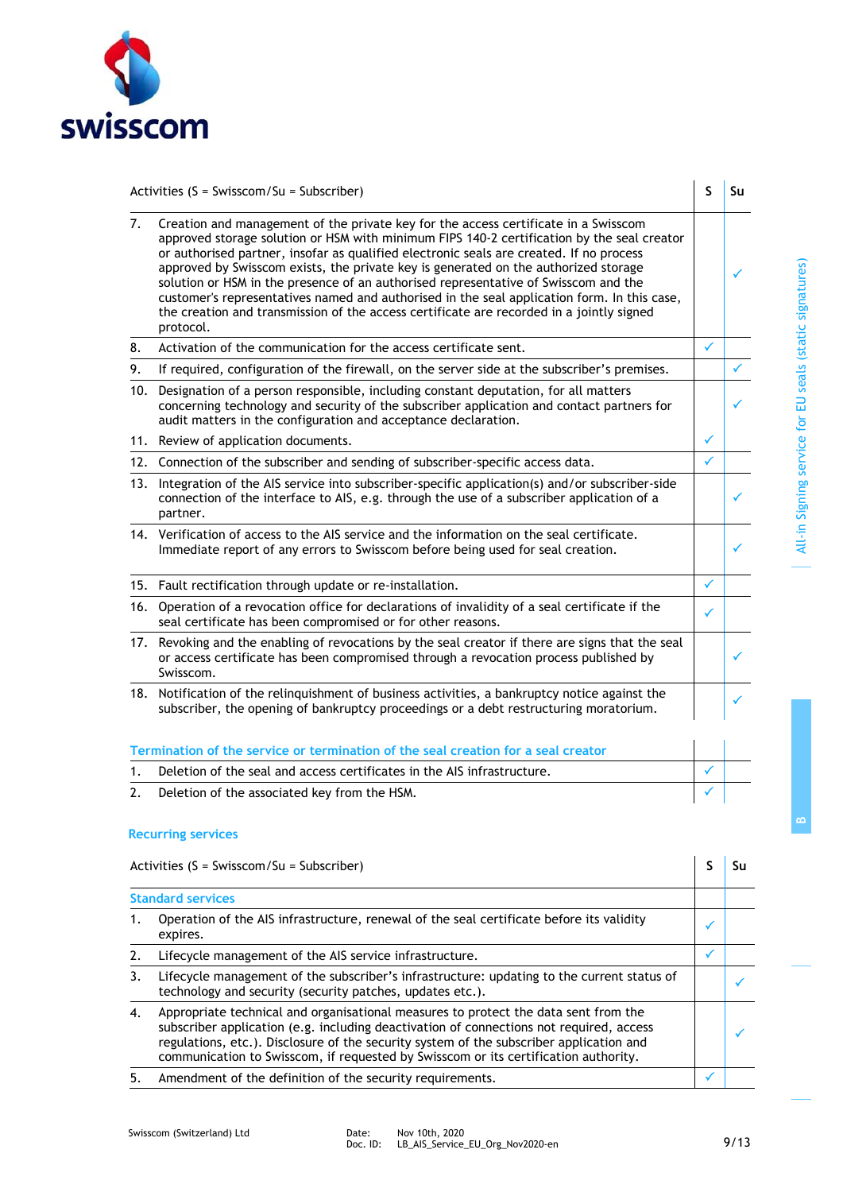| Activities (S = Swisscom/Su = Subscriber) | S | Su |
|---|---|---|
| 7. Creation and management of the private key for the access certificate in a Swisscom approved storage solution or HSM with minimum FIPS 140-2 certification by the seal creator or authorised partner, insofar as qualified electronic seals are created. If no process approved by Swisscom exists, the private key is generated on the authorized storage solution or HSM in the presence of an authorised representative of Swisscom and the customer's representatives named and authorised in the seal application form. In this case, the creation and transmission of the access certificate are recorded in a jointly signed protocol. | | ✓ |
| 8. Activation of the communication for the access certificate sent. | ✓ | |
| 9. If required, configuration of the firewall, on the server side at the subscriber's premises. | | ✓ |
| 10. Designation of a person responsible, including constant deputation, for all matters concerning technology and security of the subscriber application and contact partners for audit matters in the configuration and acceptance declaration. | | ✓ |
| 11. Review of application documents. | ✓ | |
| 12. Connection of the subscriber and sending of subscriber-specific access data. | ✓ | |
| 13. Integration of the AIS service into subscriber-specific application(s) and/or subscriber-side connection of the interface to AIS, e.g. through the use of a subscriber application of a partner. | | ✓ |
| 14. Verification of access to the AIS service and the information on the seal certificate. Immediate report of any errors to Swisscom before being used for seal creation. | | ✓ |
| 15. Fault rectification through update or re-installation. | ✓ | |
| 16. Operation of a revocation office for declarations of invalidity of a seal certificate if the seal certificate has been compromised or for other reasons. | ✓ | |
| 17. Revoking and the enabling of revocations by the seal creator if there are signs that the seal or access certificate has been compromised through a revocation process published by Swisscom. | | ✓ |
| 18. Notification of the relinquishment of business activities, a bankruptcy notice against the subscriber, the opening of bankruptcy proceedings or a debt restructuring moratorium. | | ✓ |
| **Termination of the service or termination of the seal creation for a seal creator** | | |
| 1. Deletion of the seal and access certificates in the AIS infrastructure. | ✓ | |
| 2. Deletion of the associated key from the HSM. | ✓ | |

## Recurring services

| Activities (S = Swisscom/Su = Subscriber) | S | Su |
|---|---|---|
| **Standard services** | | |
| 1. Operation of the AIS infrastructure, renewal of the seal certificate before its validity expires. | ✓ | |
| 2. Lifecycle management of the AIS service infrastructure. | ✓ | |
| 3. Lifecycle management of the subscriber's infrastructure: updating to the current status of technology and security (security patches, updates etc.). | | ✓ |
| 4. Appropriate technical and organisational measures to protect the data sent from the subscriber application (e.g. including deactivation of connections not required, access regulations, etc.). Disclosure of the security system of the subscriber application and communication to Swisscom, if requested by Swisscom or its certification authority. | | ✓ |
| 5. Amendment of the definition of the security requirements. | ✓ | |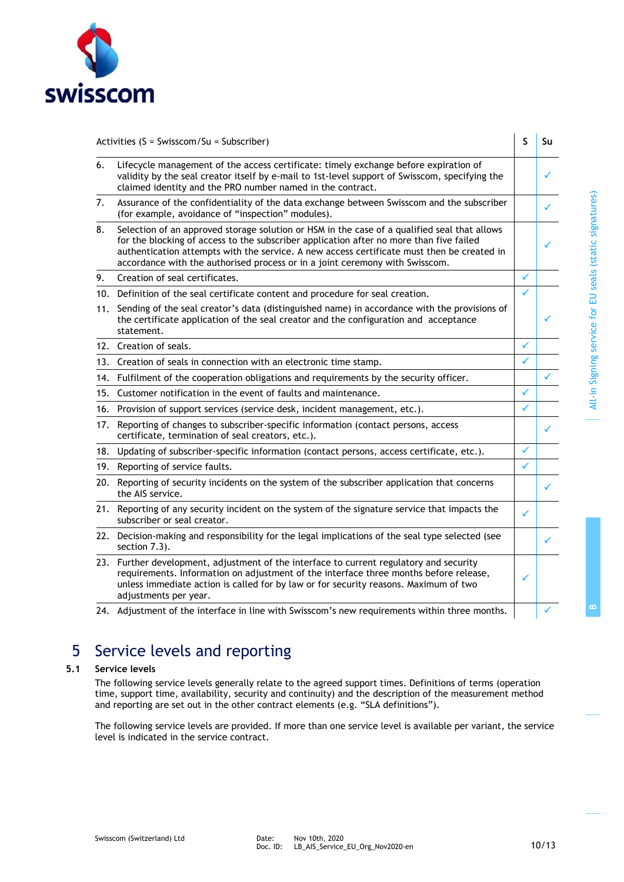| Activities (S = Swisscom/Su = Subscriber) | S | Su |
|---|---|---|
| 6. Lifecycle management of the access certificate: timely exchange before expiration of validity by the seal creator itself by e-mail to 1st-level support of Swisscom, specifying the claimed identity and the PRO number named in the contract. | | ✓ |
| 7. Assurance of the confidentiality of the data exchange between Swisscom and the subscriber (for example, avoidance of "inspection" modules). | | ✓ |
| 8. Selection of an approved storage solution or HSM in the case of a qualified seal that allows for the blocking of access to the subscriber application after no more than five failed authentication attempts with the service. A new access certificate must then be created in accordance with the authorised process or in a joint ceremony with Swisscom. | | ✓ |
| 9. Creation of seal certificates. | ✓ | |
| 10. Definition of the seal certificate content and procedure for seal creation. | ✓ | |
| 11. Sending of the seal creator's data (distinguished name) in accordance with the provisions of the certificate application of the seal creator and the configuration and acceptance statement. | | ✓ |
| 12. Creation of seals. | ✓ | |
| 13. Creation of seals in connection with an electronic time stamp. | ✓ | |
| 14. Fulfilment of the cooperation obligations and requirements by the security officer. | | ✓ |
| 15. Customer notification in the event of faults and maintenance. | ✓ | |
| 16. Provision of support services (service desk, incident management, etc.). | ✓ | |
| 17. Reporting of changes to subscriber-specific information (contact persons, access certificate, termination of seal creators, etc.). | | ✓ |
| 18. Updating of subscriber-specific information (contact persons, access certificate, etc.). | ✓ | |
| 19. Reporting of service faults. | ✓ | |
| 20. Reporting of security incidents on the system of the subscriber application that concerns the AIS service. | | ✓ |
| 21. Reporting of any security incident on the system of the signature service that impacts the subscriber or seal creator. | ✓ | |
| 22. Decision-making and responsibility for the legal implications of the seal type selected (see section 7.3). | | ✓ |
| 23. Further development, adjustment of the interface to current regulatory and security requirements. Information on adjustment of the interface three months before release, unless immediate action is called for by law or for security reasons. Maximum of two adjustments per year. | ✓ | |
| 24. Adjustment of the interface in line with Swisscom's new requirements within three months. | | ✓ |

# 5 Service levels and reporting

## 5.1 Service levels

The following service levels generally relate to the agreed support times. Definitions of terms (operation time, support time, availability, security and continuity) and the description of the measurement method and reporting are set out in the other contract elements (e.g. "SLA definitions").

The following service levels are provided. If more than one service level is available per variant, the service level is indicated in the service contract.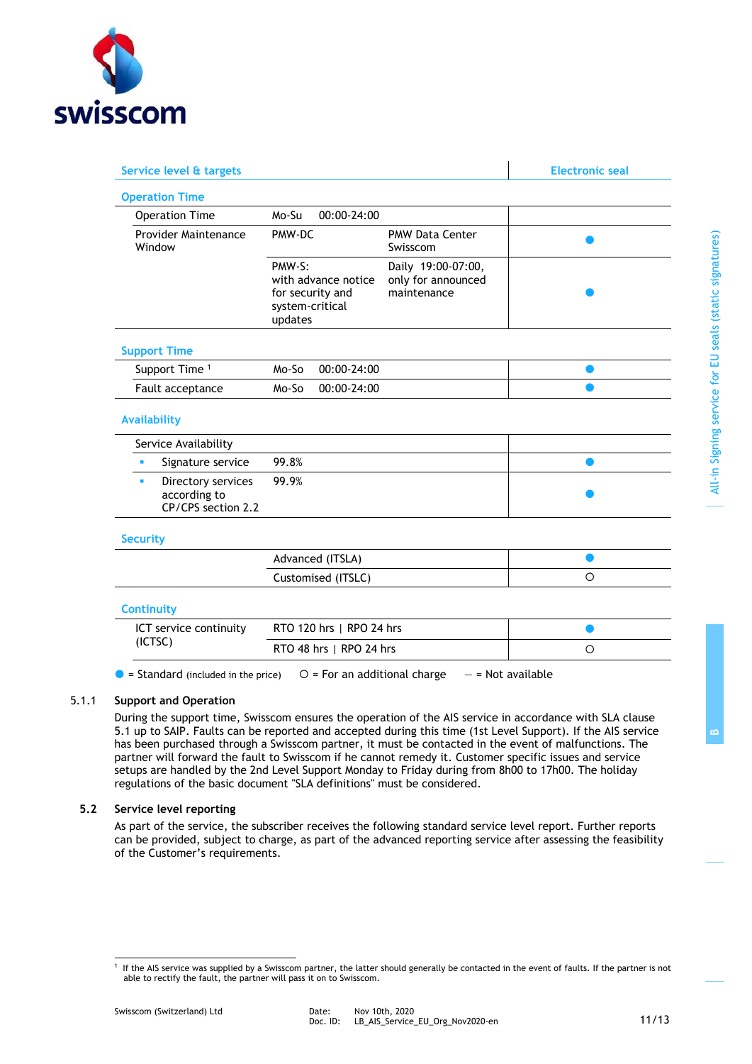| Service level & targets | | | Electronic seal |
|---|---|---|---|
| **Operation Time** | | | |
| Operation Time | Mo-Su 00:00-24:00 | | |
| Provider Maintenance Window | PMW-DC | PMW Data Center Swisscom | ● |
| | PMW-S: with advance notice for security and system-critical updates | Daily 19:00-07:00, only for announced maintenance | ● |
| **Support Time** | | | |
| Support Time [1] | Mo-So 00:00-24:00 | | ● |
| Fault acceptance | Mo-So 00:00-24:00 | | ● |
| **Availability** | | | |
| Service Availability | | | |
| ▪ Signature service | 99.8% | | ● |
| ▪ Directory services according to CP/CPS section 2.2 | 99.9% | | ● |
| **Security** | | | |
| | Advanced (ITSLA) | | ● |
| | Customised (ITSLC) | | ○ |
| **Continuity** | | | |
| ICT service continuity (ICTSC) | RTO 120 hrs \| RPO 24 hrs | | ● |
| | RTO 48 hrs \| RPO 24 hrs | | ○ |

● = Standard (included in the price) ○ = For an additional charge – = Not available

### 5.1.1 Support and Operation

During the support time, Swisscom ensures the operation of the AIS service in accordance with SLA clause 5.1 up to SAIP. Faults can be reported and accepted during this time (1st Level Support). If the AIS service has been purchased through a Swisscom partner, it must be contacted in the event of malfunctions. The partner will forward the fault to Swisscom if he cannot remedy it. Customer specific issues and service setups are handled by the 2nd Level Support Monday to Friday during from 8h00 to 17h00. The holiday regulations of the basic document "SLA definitions" must be considered.

## 5.2 Service level reporting

As part of the service, the subscriber receives the following standard service level report. Further reports can be provided, subject to charge, as part of the advanced reporting service after assessing the feasibility of the Customer's requirements.

[1] If the AIS service was supplied by a Swisscom partner, the latter should generally be contacted in the event of faults. If the partner is not able to rectify the fault, the partner will pass it on to Swisscom.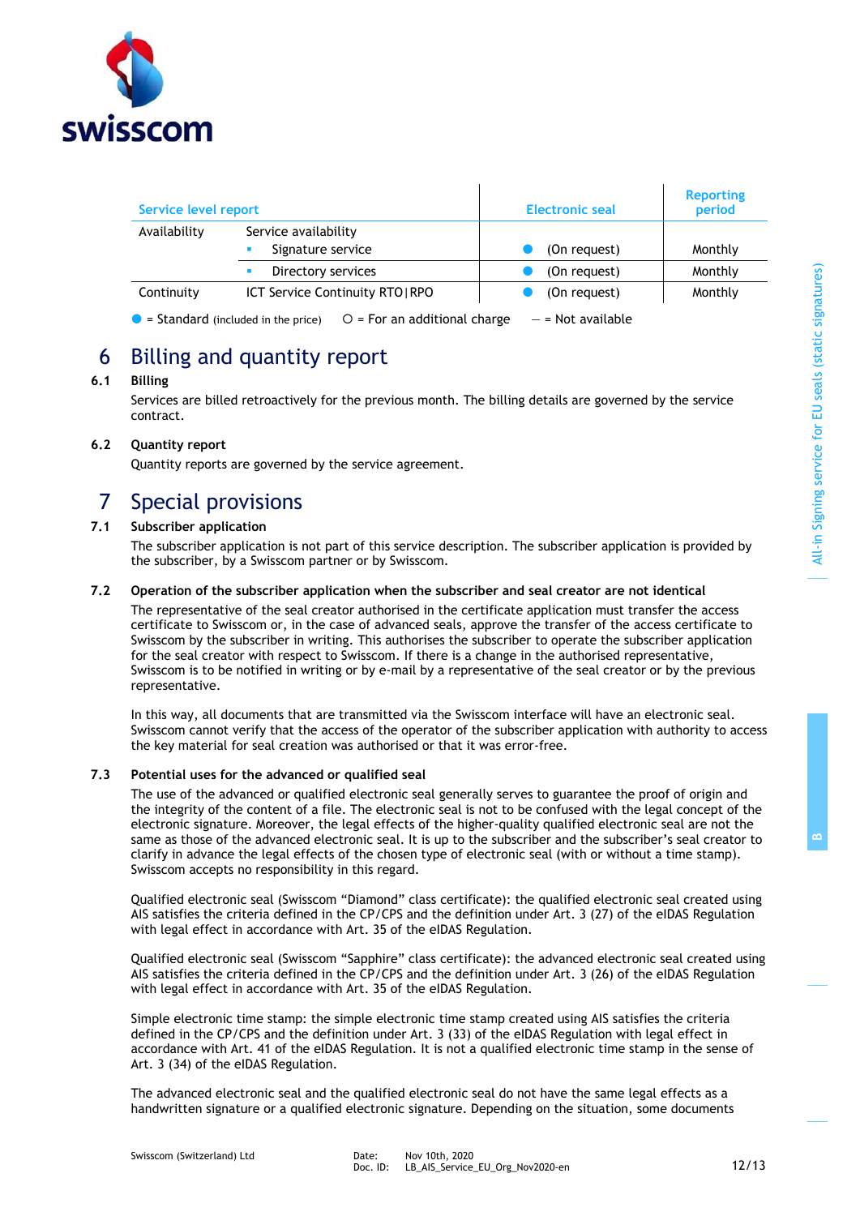| Service level report | | Electronic seal | Reporting period |
|---|---|---|---|
| Availability | Service availability | | |
| | ▪ Signature service | ● (On request) | Monthly |
| | ▪ Directory services | ● (On request) | Monthly |
| Continuity | ICT Service Continuity RTO\|RPO | ● (On request) | Monthly |

● = Standard (included in the price)   ○ = For an additional charge   – = Not available

# 6 Billing and quantity report

## 6.1 Billing

Services are billed retroactively for the previous month. The billing details are governed by the service contract.

## 6.2 Quantity report

Quantity reports are governed by the service agreement.

# 7 Special provisions

## 7.1 Subscriber application

The subscriber application is not part of this service description. The subscriber application is provided by the subscriber, by a Swisscom partner or by Swisscom.

## 7.2 Operation of the subscriber application when the subscriber and seal creator are not identical

The representative of the seal creator authorised in the certificate application must transfer the access certificate to Swisscom or, in the case of advanced seals, approve the transfer of the access certificate to Swisscom by the subscriber in writing. This authorises the subscriber to operate the subscriber application for the seal creator with respect to Swisscom. If there is a change in the authorised representative, Swisscom is to be notified in writing or by e-mail by a representative of the seal creator or by the previous representative.

In this way, all documents that are transmitted via the Swisscom interface will have an electronic seal. Swisscom cannot verify that the access of the operator of the subscriber application with authority to access the key material for seal creation was authorised or that it was error-free.

## 7.3 Potential uses for the advanced or qualified seal

The use of the advanced or qualified electronic seal generally serves to guarantee the proof of origin and the integrity of the content of a file. The electronic seal is not to be confused with the legal concept of the electronic signature. Moreover, the legal effects of the higher-quality qualified electronic seal are not the same as those of the advanced electronic seal. It is up to the subscriber and the subscriber's seal creator to clarify in advance the legal effects of the chosen type of electronic seal (with or without a time stamp). Swisscom accepts no responsibility in this regard.

Qualified electronic seal (Swisscom "Diamond" class certificate): the qualified electronic seal created using AIS satisfies the criteria defined in the CP/CPS and the definition under Art. 3 (27) of the eIDAS Regulation with legal effect in accordance with Art. 35 of the eIDAS Regulation.

Qualified electronic seal (Swisscom "Sapphire" class certificate): the advanced electronic seal created using AIS satisfies the criteria defined in the CP/CPS and the definition under Art. 3 (26) of the eIDAS Regulation with legal effect in accordance with Art. 35 of the eIDAS Regulation.

Simple electronic time stamp: the simple electronic time stamp created using AIS satisfies the criteria defined in the CP/CPS and the definition under Art. 3 (33) of the eIDAS Regulation with legal effect in accordance with Art. 41 of the eIDAS Regulation. It is not a qualified electronic time stamp in the sense of Art. 3 (34) of the eIDAS Regulation.

The advanced electronic seal and the qualified electronic seal do not have the same legal effects as a handwritten signature or a qualified electronic signature. Depending on the situation, some documents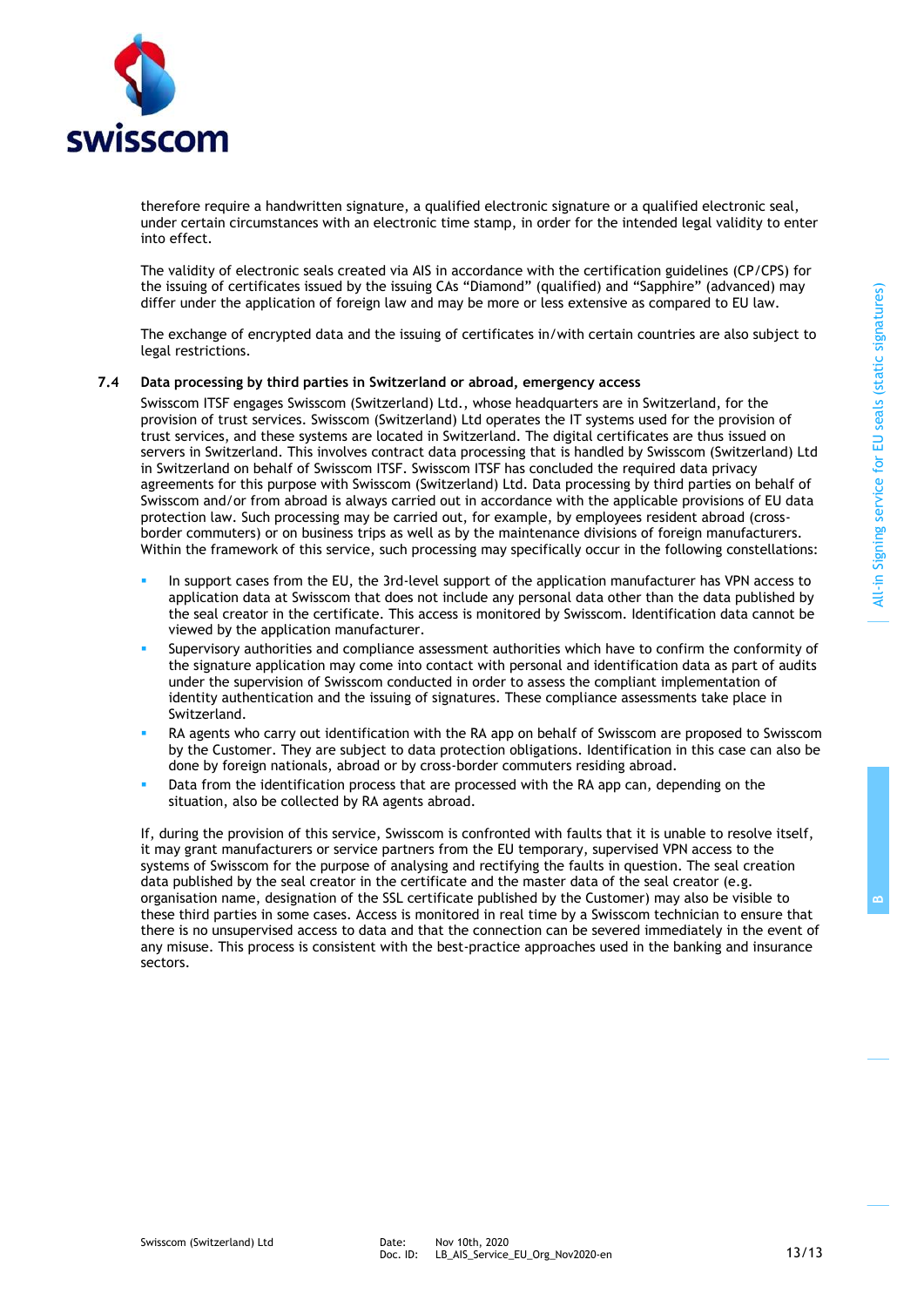therefore require a handwritten signature, a qualified electronic signature or a qualified electronic seal, under certain circumstances with an electronic time stamp, in order for the intended legal validity to enter into effect.

The validity of electronic seals created via AIS in accordance with the certification guidelines (CP/CPS) for the issuing of certificates issued by the issuing CAs "Diamond" (qualified) and "Sapphire" (advanced) may differ under the application of foreign law and may be more or less extensive as compared to EU law.

The exchange of encrypted data and the issuing of certificates in/with certain countries are also subject to legal restrictions.

### 7.4 Data processing by third parties in Switzerland or abroad, emergency access

Swisscom ITSF engages Swisscom (Switzerland) Ltd., whose headquarters are in Switzerland, for the provision of trust services. Swisscom (Switzerland) Ltd operates the IT systems used for the provision of trust services, and these systems are located in Switzerland. The digital certificates are thus issued on servers in Switzerland. This involves contract data processing that is handled by Swisscom (Switzerland) Ltd in Switzerland on behalf of Swisscom ITSF. Swisscom ITSF has concluded the required data privacy agreements for this purpose with Swisscom (Switzerland) Ltd. Data processing by third parties on behalf of Swisscom and/or from abroad is always carried out in accordance with the applicable provisions of EU data protection law. Such processing may be carried out, for example, by employees resident abroad (cross-border commuters) or on business trips as well as by the maintenance divisions of foreign manufacturers. Within the framework of this service, such processing may specifically occur in the following constellations:

- In support cases from the EU, the 3rd-level support of the application manufacturer has VPN access to application data at Swisscom that does not include any personal data other than the data published by the seal creator in the certificate. This access is monitored by Swisscom. Identification data cannot be viewed by the application manufacturer.
- Supervisory authorities and compliance assessment authorities which have to confirm the conformity of the signature application may come into contact with personal and identification data as part of audits under the supervision of Swisscom conducted in order to assess the compliant implementation of identity authentication and the issuing of signatures. These compliance assessments take place in Switzerland.
- RA agents who carry out identification with the RA app on behalf of Swisscom are proposed to Swisscom by the Customer. They are subject to data protection obligations. Identification in this case can also be done by foreign nationals, abroad or by cross-border commuters residing abroad.
- Data from the identification process that are processed with the RA app can, depending on the situation, also be collected by RA agents abroad.

If, during the provision of this service, Swisscom is confronted with faults that it is unable to resolve itself, it may grant manufacturers or service partners from the EU temporary, supervised VPN access to the systems of Swisscom for the purpose of analysing and rectifying the faults in question. The seal creation data published by the seal creator in the certificate and the master data of the seal creator (e.g. organisation name, designation of the SSL certificate published by the Customer) may also be visible to these third parties in some cases. Access is monitored in real time by a Swisscom technician to ensure that there is no unsupervised access to data and that the connection can be severed immediately in the event of any misuse. This process is consistent with the best-practice approaches used in the banking and insurance sectors.